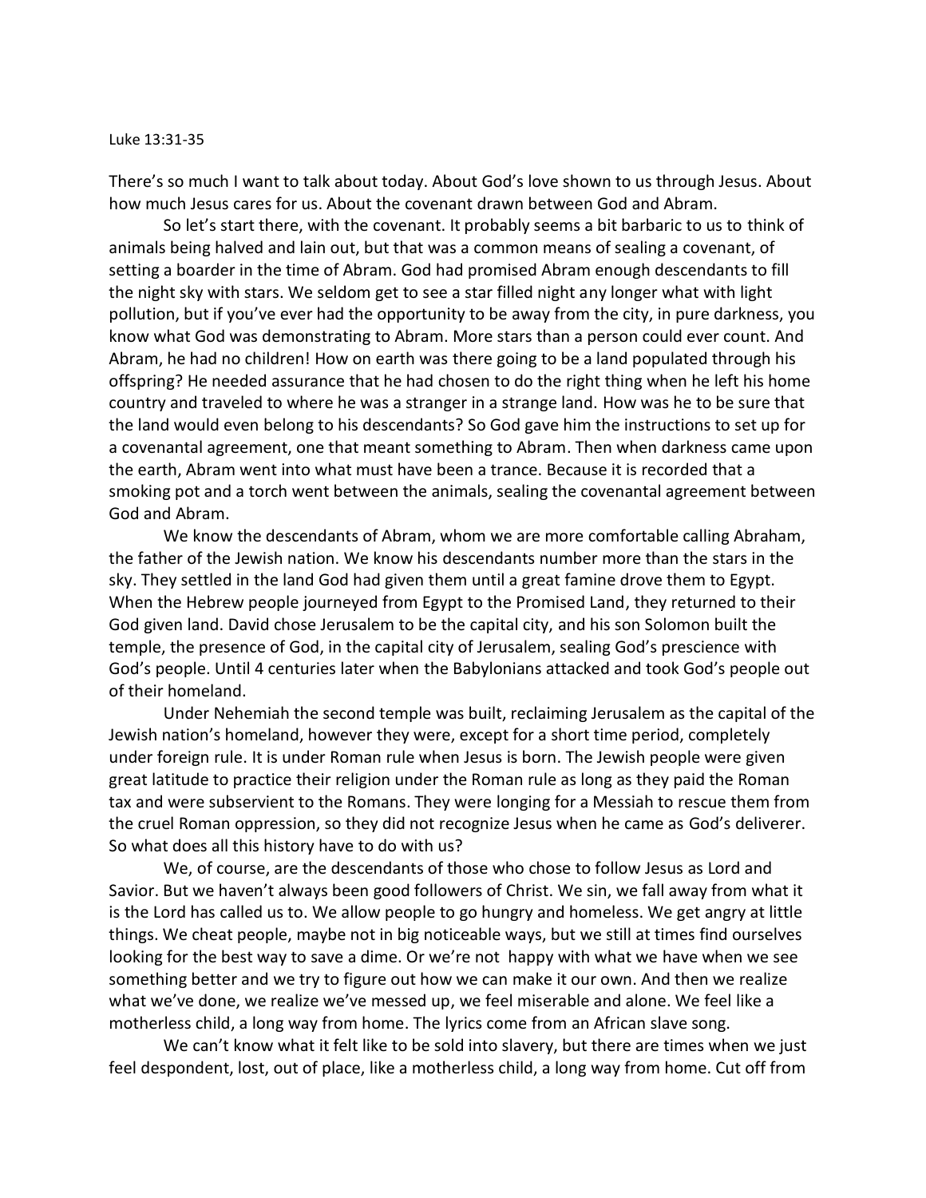Luke 13:31-35

There's so much I want to talk about today. About God's love shown to us through Jesus. About how much Jesus cares for us. About the covenant drawn between God and Abram.

So let's start there, with the covenant. It probably seems a bit barbaric to us to think of animals being halved and lain out, but that was a common means of sealing a covenant, of setting a boarder in the time of Abram. God had promised Abram enough descendants to fill the night sky with stars. We seldom get to see a star filled night any longer what with light pollution, but if you've ever had the opportunity to be away from the city, in pure darkness, you know what God was demonstrating to Abram. More stars than a person could ever count. And Abram, he had no children! How on earth was there going to be a land populated through his offspring? He needed assurance that he had chosen to do the right thing when he left his home country and traveled to where he was a stranger in a strange land. How was he to be sure that the land would even belong to his descendants? So God gave him the instructions to set up for a covenantal agreement, one that meant something to Abram. Then when darkness came upon the earth, Abram went into what must have been a trance. Because it is recorded that a smoking pot and a torch went between the animals, sealing the covenantal agreement between God and Abram.

We know the descendants of Abram, whom we are more comfortable calling Abraham, the father of the Jewish nation. We know his descendants number more than the stars in the sky. They settled in the land God had given them until a great famine drove them to Egypt. When the Hebrew people journeyed from Egypt to the Promised Land, they returned to their God given land. David chose Jerusalem to be the capital city, and his son Solomon built the temple, the presence of God, in the capital city of Jerusalem, sealing God's prescience with God's people. Until 4 centuries later when the Babylonians attacked and took God's people out of their homeland.

Under Nehemiah the second temple was built, reclaiming Jerusalem as the capital of the Jewish nation's homeland, however they were, except for a short time period, completely under foreign rule. It is under Roman rule when Jesus is born. The Jewish people were given great latitude to practice their religion under the Roman rule as long as they paid the Roman tax and were subservient to the Romans. They were longing for a Messiah to rescue them from the cruel Roman oppression, so they did not recognize Jesus when he came as God's deliverer. So what does all this history have to do with us?

We, of course, are the descendants of those who chose to follow Jesus as Lord and Savior. But we haven't always been good followers of Christ. We sin, we fall away from what it is the Lord has called us to. We allow people to go hungry and homeless. We get angry at little things. We cheat people, maybe not in big noticeable ways, but we still at times find ourselves looking for the best way to save a dime. Or we're not happy with what we have when we see something better and we try to figure out how we can make it our own. And then we realize what we've done, we realize we've messed up, we feel miserable and alone. We feel like a motherless child, a long way from home. The lyrics come from an African slave song.

We can't know what it felt like to be sold into slavery, but there are times when we just feel despondent, lost, out of place, like a motherless child, a long way from home. Cut off from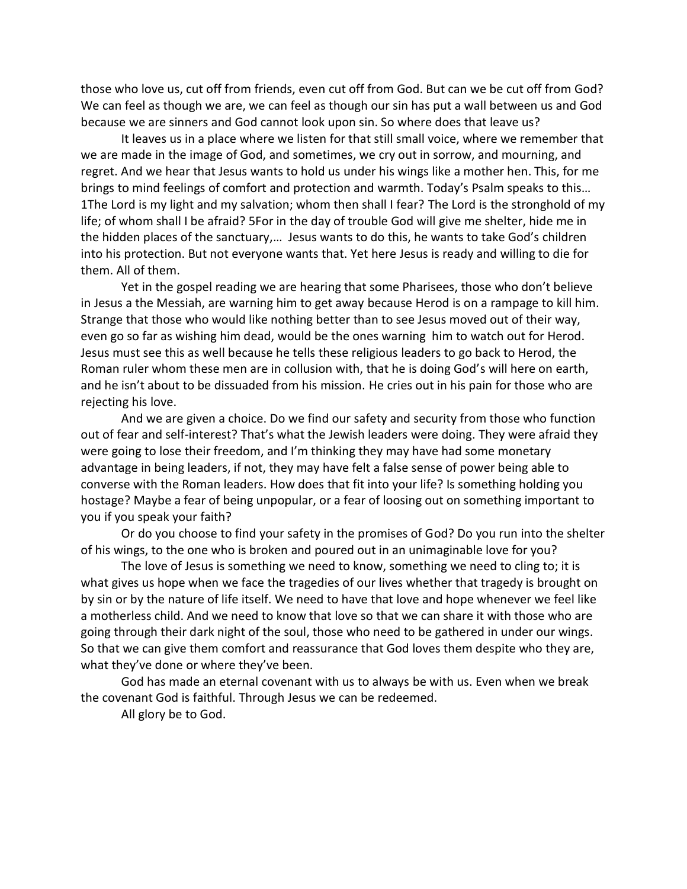those who love us, cut off from friends, even cut off from God. But can we be cut off from God? We can feel as though we are, we can feel as though our sin has put a wall between us and God because we are sinners and God cannot look upon sin. So where does that leave us?

It leaves us in a place where we listen for that still small voice, where we remember that we are made in the image of God, and sometimes, we cry out in sorrow, and mourning, and regret. And we hear that Jesus wants to hold us under his wings like a mother hen. This, for me brings to mind feelings of comfort and protection and warmth. Today's Psalm speaks to this… 1The Lord is my light and my salvation; whom then shall I fear? The Lord is the stronghold of my life; of whom shall I be afraid? 5For in the day of trouble God will give me shelter, hide me in the hidden places of the sanctuary,… Jesus wants to do this, he wants to take God's children into his protection. But not everyone wants that. Yet here Jesus is ready and willing to die for them. All of them.

Yet in the gospel reading we are hearing that some Pharisees, those who don't believe in Jesus a the Messiah, are warning him to get away because Herod is on a rampage to kill him. Strange that those who would like nothing better than to see Jesus moved out of their way, even go so far as wishing him dead, would be the ones warning him to watch out for Herod. Jesus must see this as well because he tells these religious leaders to go back to Herod, the Roman ruler whom these men are in collusion with, that he is doing God's will here on earth, and he isn't about to be dissuaded from his mission. He cries out in his pain for those who are rejecting his love.

And we are given a choice. Do we find our safety and security from those who function out of fear and self-interest? That's what the Jewish leaders were doing. They were afraid they were going to lose their freedom, and I'm thinking they may have had some monetary advantage in being leaders, if not, they may have felt a false sense of power being able to converse with the Roman leaders. How does that fit into your life? Is something holding you hostage? Maybe a fear of being unpopular, or a fear of loosing out on something important to you if you speak your faith?

Or do you choose to find your safety in the promises of God? Do you run into the shelter of his wings, to the one who is broken and poured out in an unimaginable love for you?

The love of Jesus is something we need to know, something we need to cling to; it is what gives us hope when we face the tragedies of our lives whether that tragedy is brought on by sin or by the nature of life itself. We need to have that love and hope whenever we feel like a motherless child. And we need to know that love so that we can share it with those who are going through their dark night of the soul, those who need to be gathered in under our wings. So that we can give them comfort and reassurance that God loves them despite who they are, what they've done or where they've been.

God has made an eternal covenant with us to always be with us. Even when we break the covenant God is faithful. Through Jesus we can be redeemed.

All glory be to God.